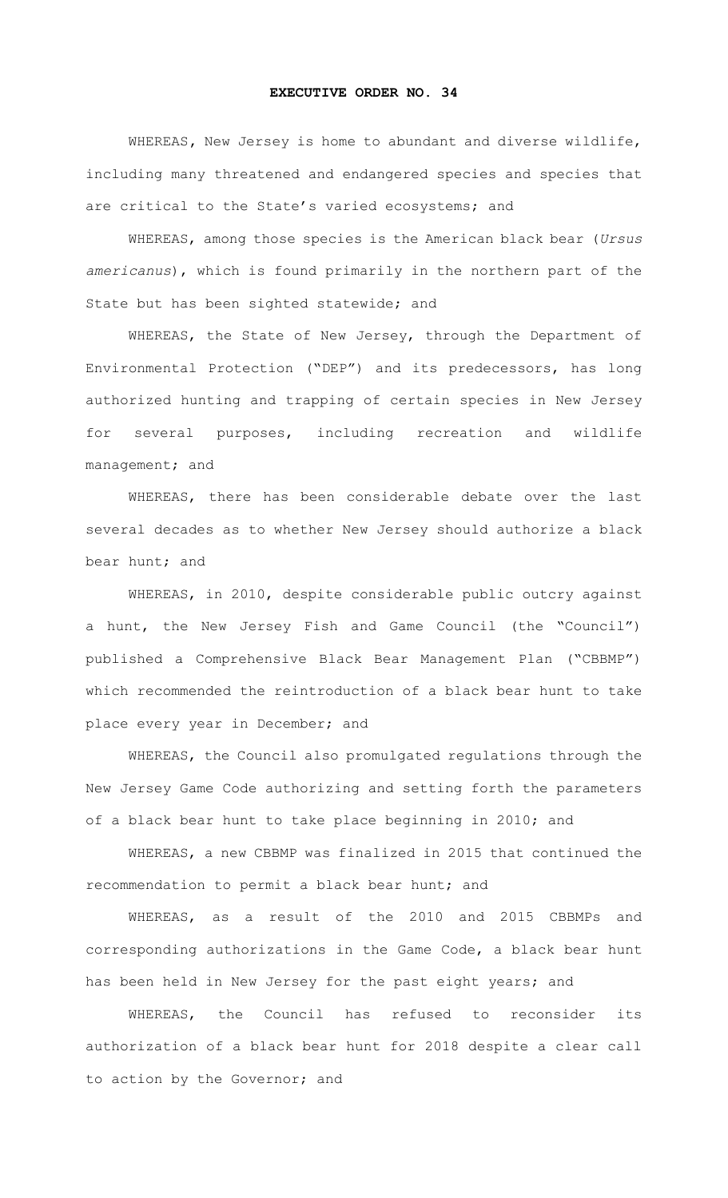# EXECUTIVE ORDER NO. 34

WHEREAS, New Jersey is home to abundant and diverse wildlife, including many threatened and endangered species and species that are critical to the State's varied ecosystems; and

WHEREAS, among those species is the American black bear (*Ursus americanus*), which is found primarily in the northern part of the State but has been sighted statewide; and

WHEREAS, the State of New Jersey, through the Department of Environmental Protection ("DEP") and its predecessors, has long authorized hunting and trapping of certain species in New Jersey for several purposes, including recreation and wildlife management; and

WHEREAS, there has been considerable debate over the last several decades as to whether New Jersey should authorize a black bear hunt; and

WHEREAS, in 2010, despite considerable public outcry against a hunt, the New Jersey Fish and Game Council (the "Council") published a Comprehensive Black Bear Management Plan ("CBBMP") which recommended the reintroduction of a black bear hunt to take place every year in December; and

WHEREAS, the Council also promulgated regulations through the New Jersey Game Code authorizing and setting forth the parameters of a black bear hunt to take place beginning in 2010; and

WHEREAS, a new CBBMP was finalized in 2015 that continued the recommendation to permit a black bear hunt; and

WHEREAS, as a result of the 2010 and 2015 CBBMPs and corresponding authorizations in the Game Code, a black bear hunt has been held in New Jersey for the past eight years; and

WHEREAS, the Council has refused to reconsider its authorization of a black bear hunt for 2018 despite a clear call to action by the Governor; and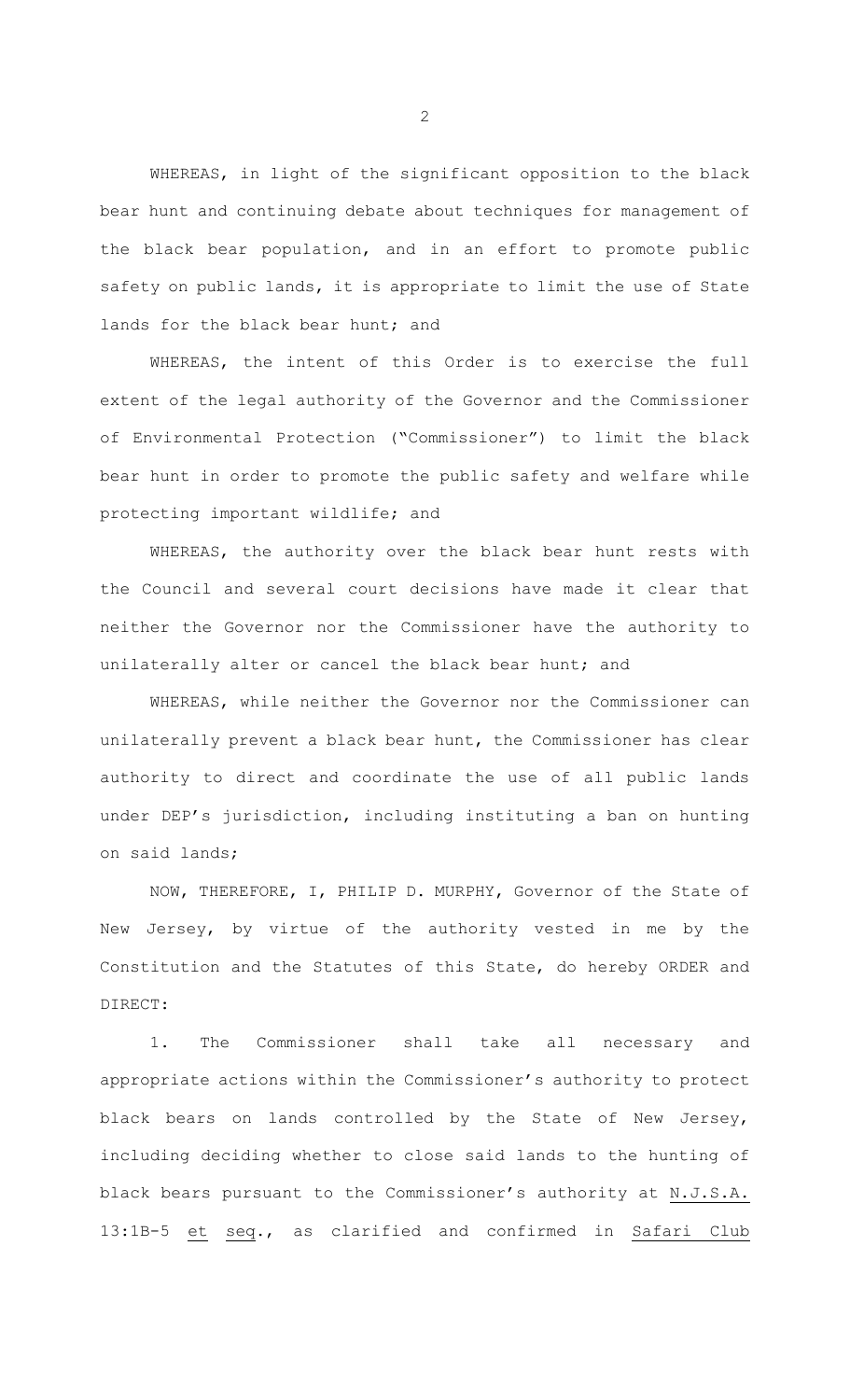WHEREAS, in light of the significant opposition to the black bear hunt and continuing debate about techniques for management of the black bear population, and in an effort to promote public safety on public lands, it is appropriate to limit the use of State lands for the black bear hunt; and

WHEREAS, the intent of this Order is to exercise the full extent of the legal authority of the Governor and the Commissioner of Environmental Protection ("Commissioner") to limit the black bear hunt in order to promote the public safety and welfare while protecting important wildlife; and

WHEREAS, the authority over the black bear hunt rests with the Council and several court decisions have made it clear that neither the Governor nor the Commissioner have the authority to unilaterally alter or cancel the black bear hunt; and

WHEREAS, while neither the Governor nor the Commissioner can unilaterally prevent a black bear hunt, the Commissioner has clear authority to direct and coordinate the use of all public lands under DEP's jurisdiction, including instituting a ban on hunting on said lands;

NOW, THEREFORE, I, PHILIP D. MURPHY, Governor of the State of New Jersey, by virtue of the authority vested in me by the Constitution and the Statutes of this State, do hereby ORDER and DIRECT:

1. The Commissioner shall take all necessary and appropriate actions within the Commissioner's authority to protect black bears on lands controlled by the State of New Jersey, including deciding whether to close said lands to the hunting of black bears pursuant to the Commissioner's authority at N.J.S.A. 13:1B-5 et seq., as clarified and confirmed in Safari Club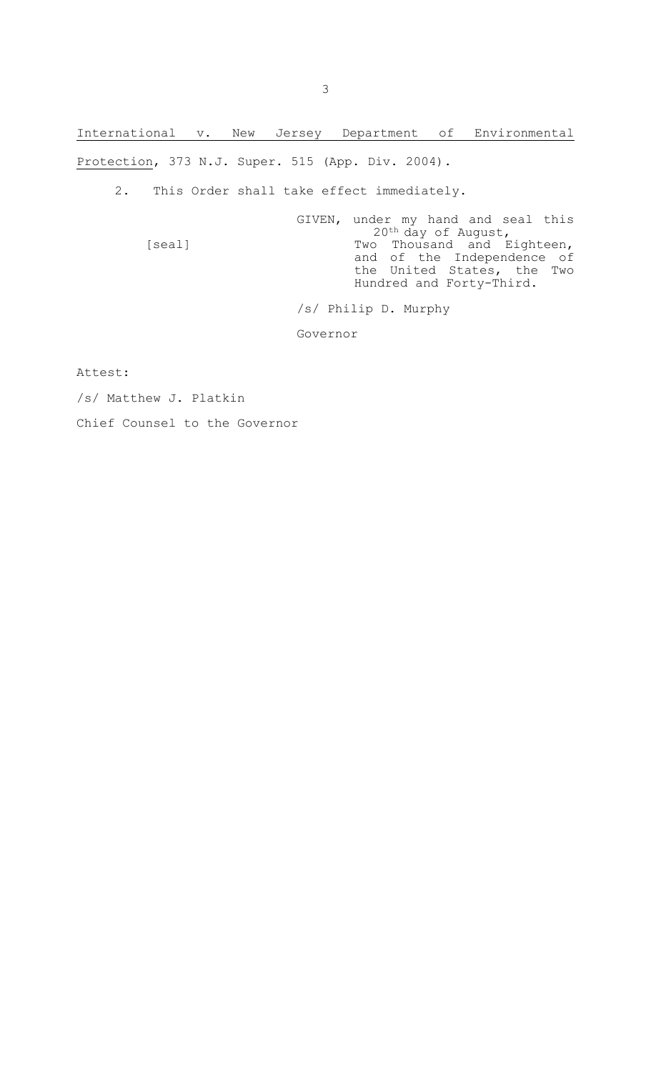*International v. New Jersey Department of Environmental Protection*, 373 N.J. Super. 515 (App. Div. 2004).

2. This Order shall take effect immediately.

[seal]

GIVEN, under my hand and seal this 20th day of August, Two Thousand and Eighteen, and of the Independence of the United States, the Two Hundred and Forty-Third.

/s/ Philip D. Murphy

Governor

Attest:

/s/ Matthew J. Platkin

Chief Counsel to the Governor